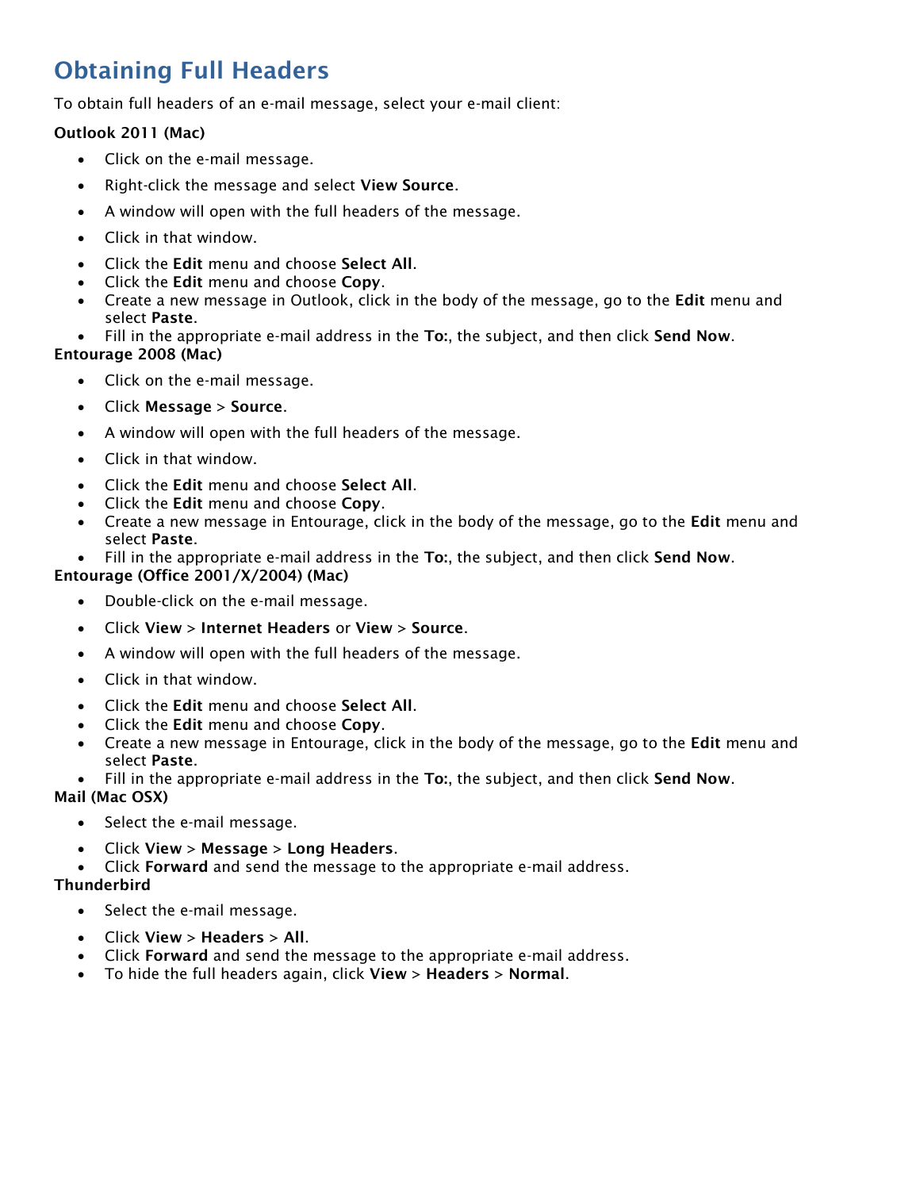# Obtaining Full Headers

To obtain full headers of an e-mail message, select your e-mail client:

**Outlook 2011 (Mac)**

- Click on the e-mail message.
- Right-click the message and select **View Source**.
- A window will open with the full headers of the message.
- Click in that window.
- Click the **Edit** menu and choose **Select All**.
- Click the **Edit** menu and choose **Copy**.
- Create a new message in Outlook, click in the body of the message, go to the **Edit** menu and select **Paste**.
- Fill in the appropriate e-mail address in the **To:**, the subject, and then click **Send Now**.

**Entourage 2008 (Mac)**

- Click on the e-mail message.
- Click **Message** > **Source**.
- A window will open with the full headers of the message.
- Click in that window.
- Click the **Edit** menu and choose **Select All**.
- Click the **Edit** menu and choose **Copy**.
- Create a new message in Entourage, click in the body of the message, go to the **Edit** menu and select **Paste**.
- Fill in the appropriate e-mail address in the **To:**, the subject, and then click **Send Now**.

**Entourage (Office 2001/X/2004) (Mac)**

- Double-click on the e-mail message.
- Click **View** > **Internet Headers** or **View** > **Source**.
- A window will open with the full headers of the message.
- Click in that window.
- Click the **Edit** menu and choose **Select All**.
- Click the **Edit** menu and choose **Copy**.
- Create a new message in Entourage, click in the body of the message, go to the **Edit** menu and select **Paste**.
- Fill in the appropriate e-mail address in the **To:**, the subject, and then click **Send Now**.

**Mail (Mac OSX)**

- Select the e-mail message.
- Click **View** > **Message** > **Long Headers**.
- Click **Forward** and send the message to the appropriate e-mail address.

**Thunderbird**

- Select the e-mail message.
- Click **View** > **Headers** > **All**.
- Click **Forward** and send the message to the appropriate e-mail address.
- To hide the full headers again, click **View** > **Headers** > **Normal**.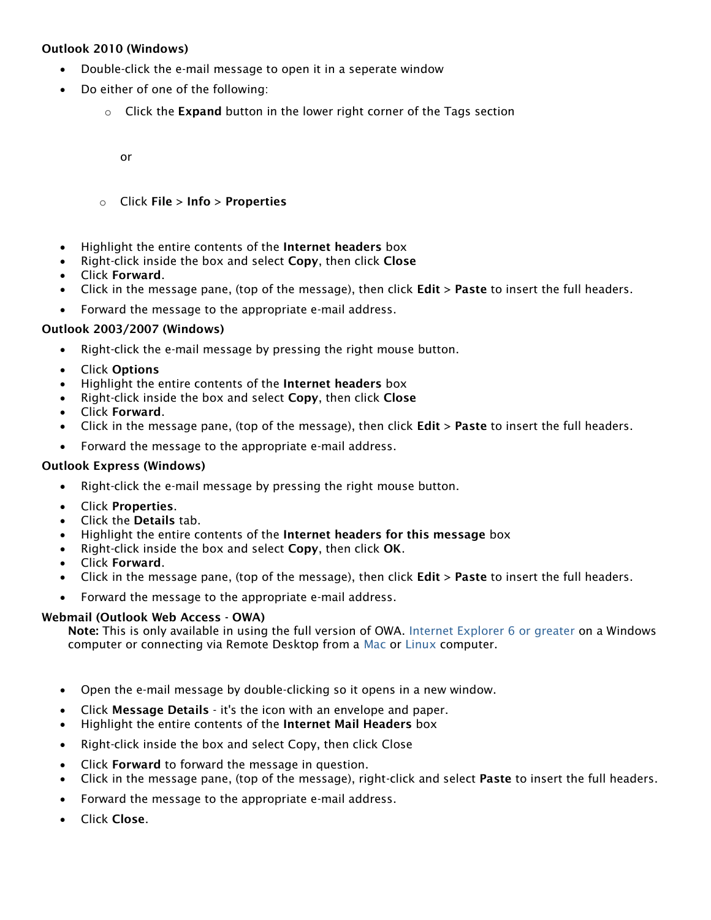**Outlook 2010 (Windows)**

- Double-click the e-mail message to open it in a seperate window
- Do either of one of the following:
    - Click the **Expand** button in the lower right corner of the Tags section

      or

    - Click **File** > **Info** > **Properties**
- Highlight the entire contents of the **Internet headers** box
- Right-click inside the box and select **Copy**, then click **Close**
- Click **Forward**.
- Click in the message pane, (top of the message), then click **Edit** > **Paste** to insert the full headers.
- Forward the message to the appropriate e-mail address.

**Outlook 2003/2007 (Windows)**

- Right-click the e-mail message by pressing the right mouse button.
- Click **Options**
- Highlight the entire contents of the **Internet headers** box
- Right-click inside the box and select **Copy**, then click **Close**
- Click **Forward**.
- Click in the message pane, (top of the message), then click **Edit** > **Paste** to insert the full headers.
- Forward the message to the appropriate e-mail address.

**Outlook Express (Windows)**

- Right-click the e-mail message by pressing the right mouse button.
- Click **Properties**.
- Click the **Details** tab.
- Highlight the entire contents of the **Internet headers for this message** box
- Right-click inside the box and select **Copy**, then click **OK**.
- Click **Forward**.
- Click in the message pane, (top of the message), then click **Edit** > **Paste** to insert the full headers.
- Forward the message to the appropriate e-mail address.

**Webmail (Outlook Web Access - OWA)**

**Note:** This is only available in using the full version of OWA. Internet Explorer 6 or greater on a Windows computer or connecting via Remote Desktop from a Mac or Linux computer.

- Open the e-mail message by double-clicking so it opens in a new window.
- Click **Message Details** - it's the icon with an envelope and paper.
- Highlight the entire contents of the **Internet Mail Headers** box
- Right-click inside the box and select Copy, then click Close
- Click **Forward** to forward the message in question.
- Click in the message pane, (top of the message), right-click and select **Paste** to insert the full headers.
- Forward the message to the appropriate e-mail address.
- Click **Close**.